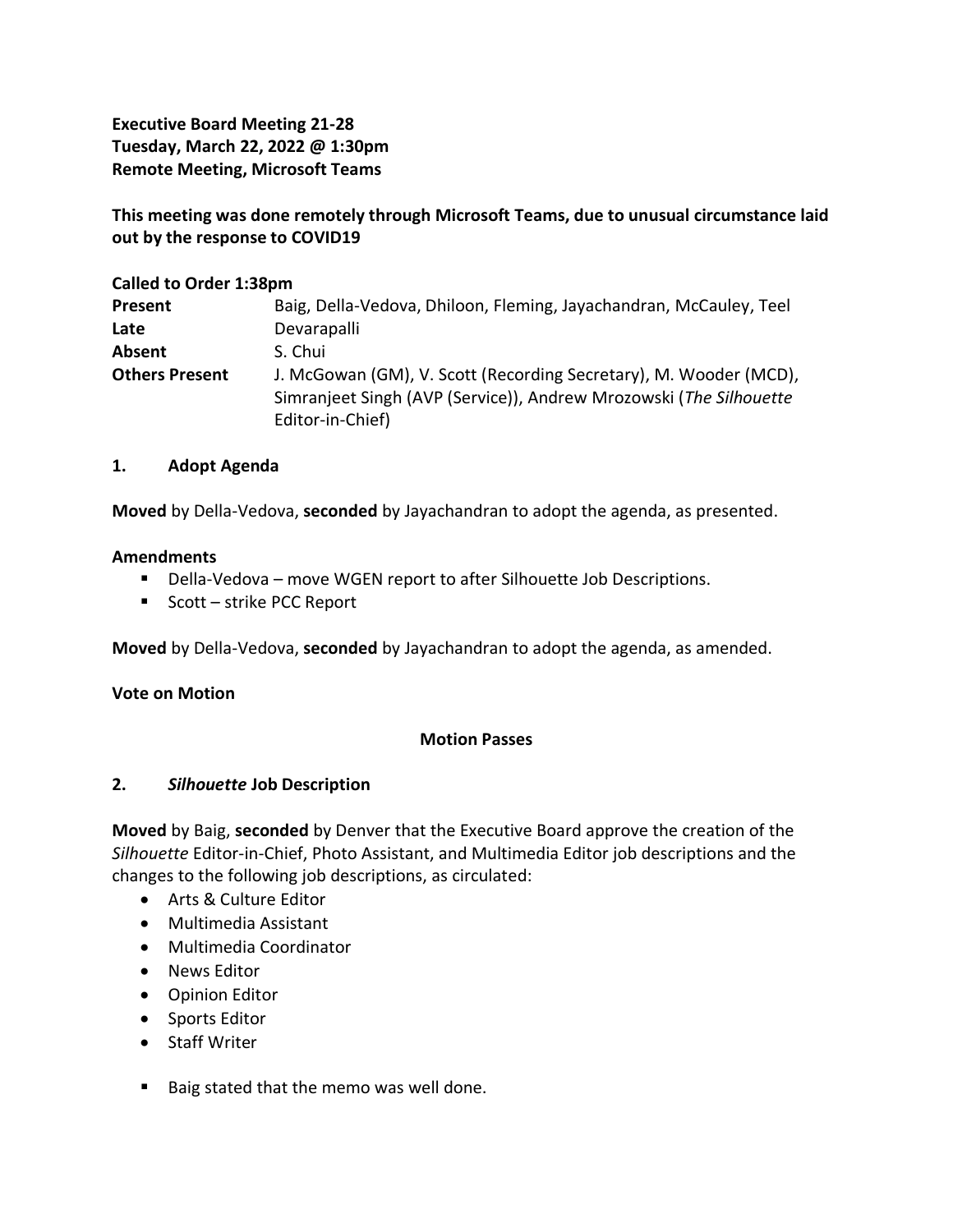**Executive Board Meeting 21-28**
**Tuesday, March 22, 2022 @ 1:30pm**
**Remote Meeting, Microsoft Teams**

**This meeting was done remotely through Microsoft Teams, due to unusual circumstance laid out by the response to COVID19**

**Called to Order 1:38pm**

| | |
|---|---|
| **Present** | Baig, Della-Vedova, Dhiloon, Fleming, Jayachandran, McCauley, Teel |
| **Late** | Devarapalli |
| **Absent** | S. Chui |
| **Others Present** | J. McGowan (GM), V. Scott (Recording Secretary), M. Wooder (MCD), Simranjeet Singh (AVP (Service)), Andrew Mrozowski (*The Silhouette* Editor-in-Chief) |

## 1. Adopt Agenda

**Moved** by Della-Vedova, **seconded** by Jayachandran to adopt the agenda, as presented.

**Amendments**

- Della-Vedova – move WGEN report to after Silhouette Job Descriptions.
- Scott – strike PCC Report

**Moved** by Della-Vedova, **seconded** by Jayachandran to adopt the agenda, as amended.

**Vote on Motion**

**Motion Passes**

## 2. *Silhouette* Job Description

**Moved** by Baig, **seconded** by Denver that the Executive Board approve the creation of the *Silhouette* Editor-in-Chief, Photo Assistant, and Multimedia Editor job descriptions and the changes to the following job descriptions, as circulated:

- Arts & Culture Editor
- Multimedia Assistant
- Multimedia Coordinator
- News Editor
- Opinion Editor
- Sports Editor
- Staff Writer

- Baig stated that the memo was well done.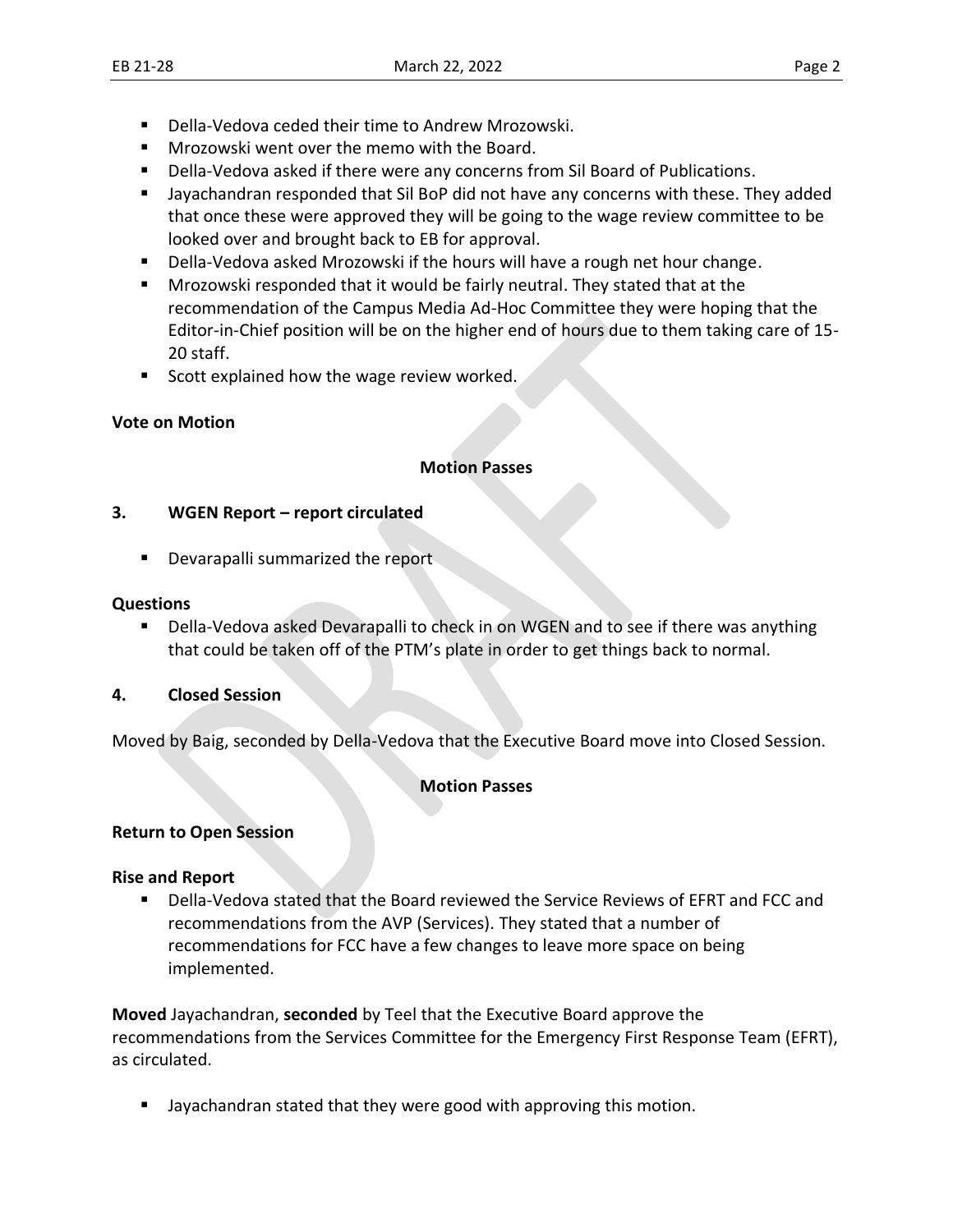- Della-Vedova ceded their time to Andrew Mrozowski.
- Mrozowski went over the memo with the Board.
- Della-Vedova asked if there were any concerns from Sil Board of Publications.
- Jayachandran responded that Sil BoP did not have any concerns with these. They added that once these were approved they will be going to the wage review committee to be looked over and brought back to EB for approval.
- Della-Vedova asked Mrozowski if the hours will have a rough net hour change.
- Mrozowski responded that it would be fairly neutral. They stated that at the recommendation of the Campus Media Ad-Hoc Committee they were hoping that the Editor-in-Chief position will be on the higher end of hours due to them taking care of 15-20 staff.
- Scott explained how the wage review worked.

**Vote on Motion**

**Motion Passes**

### 3. WGEN Report – report circulated

- Devarapalli summarized the report

**Questions**

- Della-Vedova asked Devarapalli to check in on WGEN and to see if there was anything that could be taken off of the PTM's plate in order to get things back to normal.

### 4. Closed Session

Moved by Baig, seconded by Della-Vedova that the Executive Board move into Closed Session.

**Motion Passes**

**Return to Open Session**

**Rise and Report**

- Della-Vedova stated that the Board reviewed the Service Reviews of EFRT and FCC and recommendations from the AVP (Services). They stated that a number of recommendations for FCC have a few changes to leave more space on being implemented.

**Moved** Jayachandran, **seconded** by Teel that the Executive Board approve the recommendations from the Services Committee for the Emergency First Response Team (EFRT), as circulated.

- Jayachandran stated that they were good with approving this motion.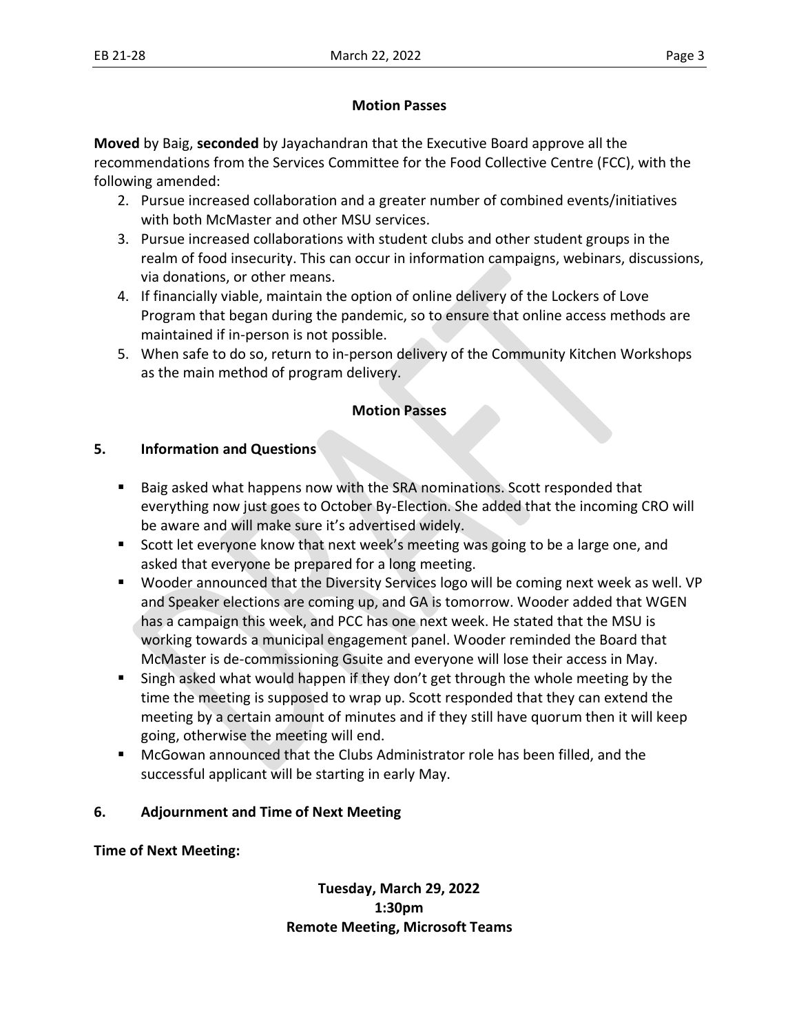**Motion Passes**

**Moved** by Baig, **seconded** by Jayachandran that the Executive Board approve all the recommendations from the Services Committee for the Food Collective Centre (FCC), with the following amended:

2. Pursue increased collaboration and a greater number of combined events/initiatives with both McMaster and other MSU services.
3. Pursue increased collaborations with student clubs and other student groups in the realm of food insecurity. This can occur in information campaigns, webinars, discussions, via donations, or other means.
4. If financially viable, maintain the option of online delivery of the Lockers of Love Program that began during the pandemic, so to ensure that online access methods are maintained if in-person is not possible.
5. When safe to do so, return to in-person delivery of the Community Kitchen Workshops as the main method of program delivery.

**Motion Passes**

## 5. Information and Questions

- Baig asked what happens now with the SRA nominations. Scott responded that everything now just goes to October By-Election. She added that the incoming CRO will be aware and will make sure it's advertised widely.
- Scott let everyone know that next week's meeting was going to be a large one, and asked that everyone be prepared for a long meeting.
- Wooder announced that the Diversity Services logo will be coming next week as well. VP and Speaker elections are coming up, and GA is tomorrow. Wooder added that WGEN has a campaign this week, and PCC has one next week. He stated that the MSU is working towards a municipal engagement panel. Wooder reminded the Board that McMaster is de-commissioning Gsuite and everyone will lose their access in May.
- Singh asked what would happen if they don't get through the whole meeting by the time the meeting is supposed to wrap up. Scott responded that they can extend the meeting by a certain amount of minutes and if they still have quorum then it will keep going, otherwise the meeting will end.
- McGowan announced that the Clubs Administrator role has been filled, and the successful applicant will be starting in early May.

## 6. Adjournment and Time of Next Meeting

**Time of Next Meeting:**

**Tuesday, March 29, 2022**
**1:30pm**
**Remote Meeting, Microsoft Teams**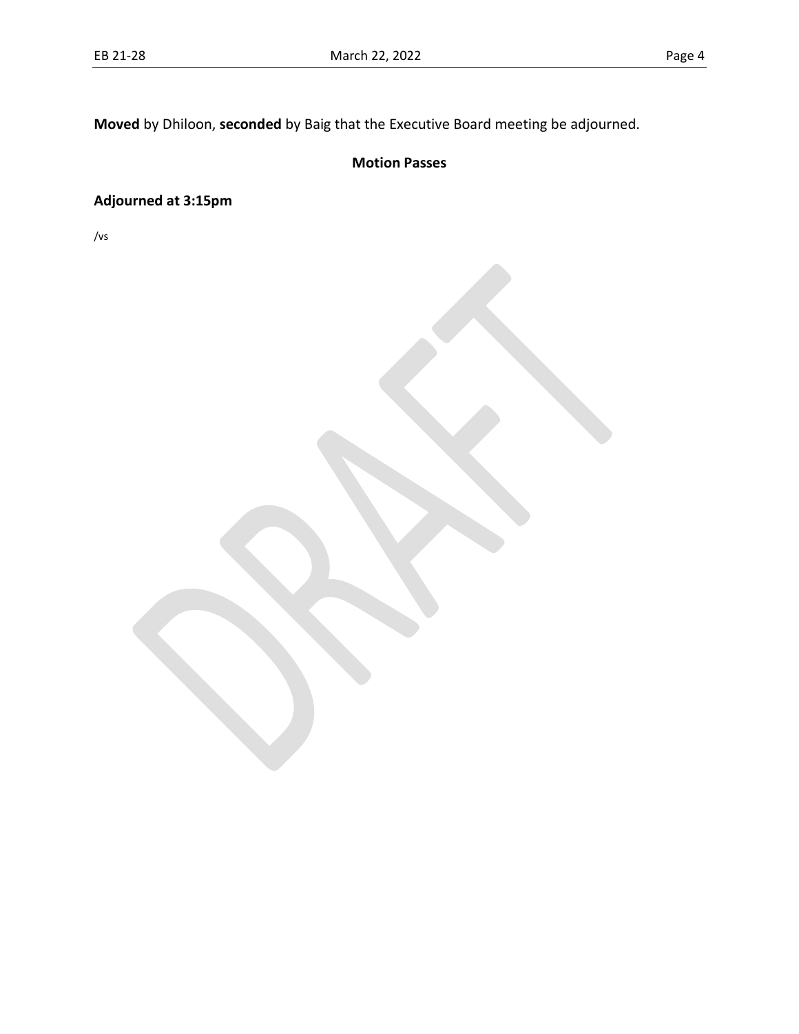**Moved** by Dhiloon, **seconded** by Baig that the Executive Board meeting be adjourned.

**Motion Passes**

**Adjourned at 3:15pm**

/vs